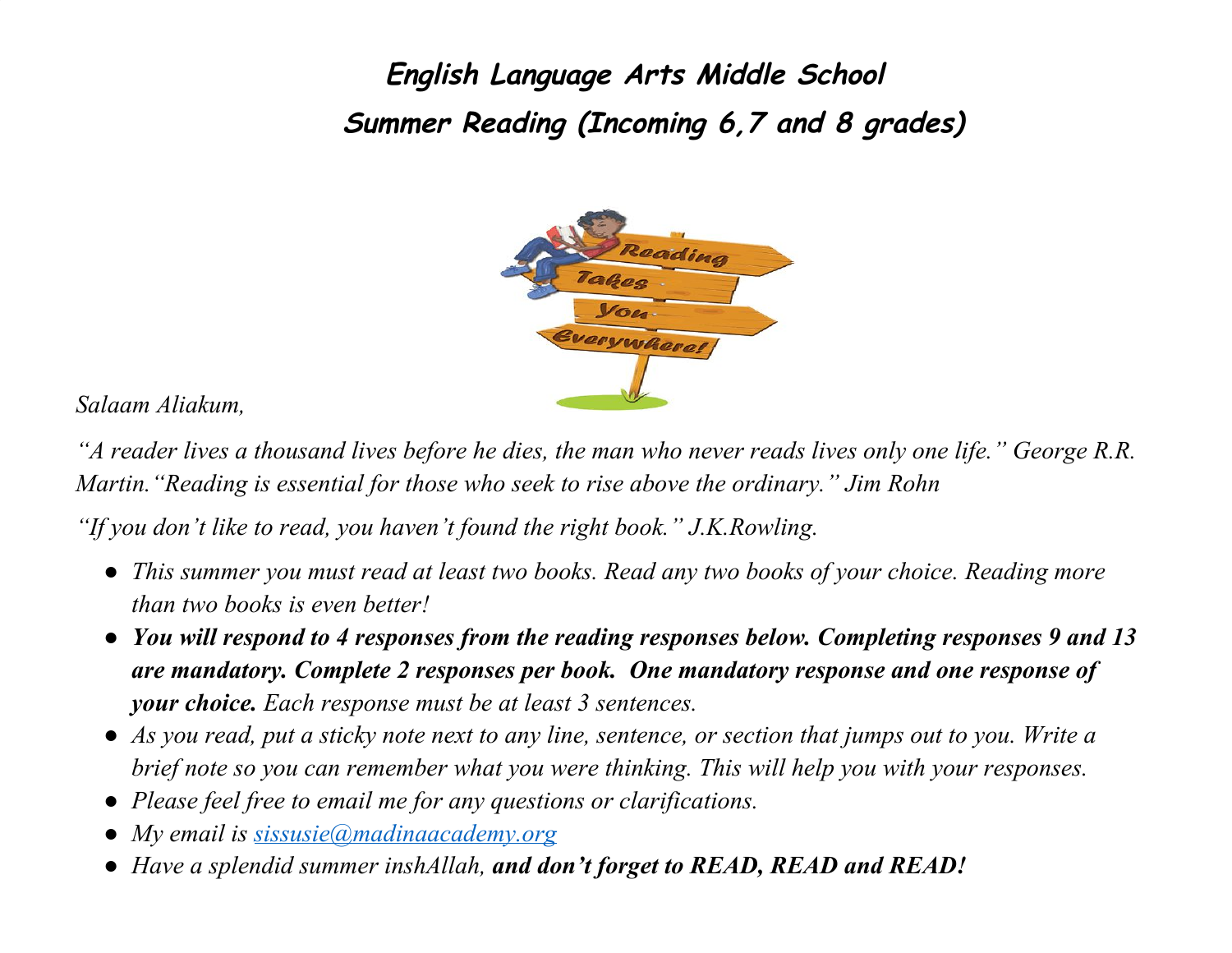# *English Language Arts Middle School*
## *Summer Reading (Incoming 6,7 and 8 grades)*

*Salaam Aliakum,*

*“A reader lives a thousand lives before he dies, the man who never reads lives only one life.” George R.R. Martin.“Reading is essential for those who seek to rise above the ordinary.” Jim Rohn*

*“If you don’t like to read, you haven’t found the right book.” J.K.Rowling.*

- *This summer you must read at least two books. Read any two books of your choice. Reading more than two books is even better!*
- ***You will respond to 4 responses from the reading responses below. Completing responses 9 and 13 are mandatory. Complete 2 responses per book. One mandatory response and one response of your choice.*** *Each response must be at least 3 sentences.*
- *As you read, put a sticky note next to any line, sentence, or section that jumps out to you. Write a brief note so you can remember what you were thinking. This will help you with your responses.*
- *Please feel free to email me for any questions or clarifications.*
- *My email is [sissusie@madinaacademy.org](mailto:sissusie@madinaacademy.org)*
- *Have a splendid summer inshAllah,* ***and don’t forget to READ, READ and READ!***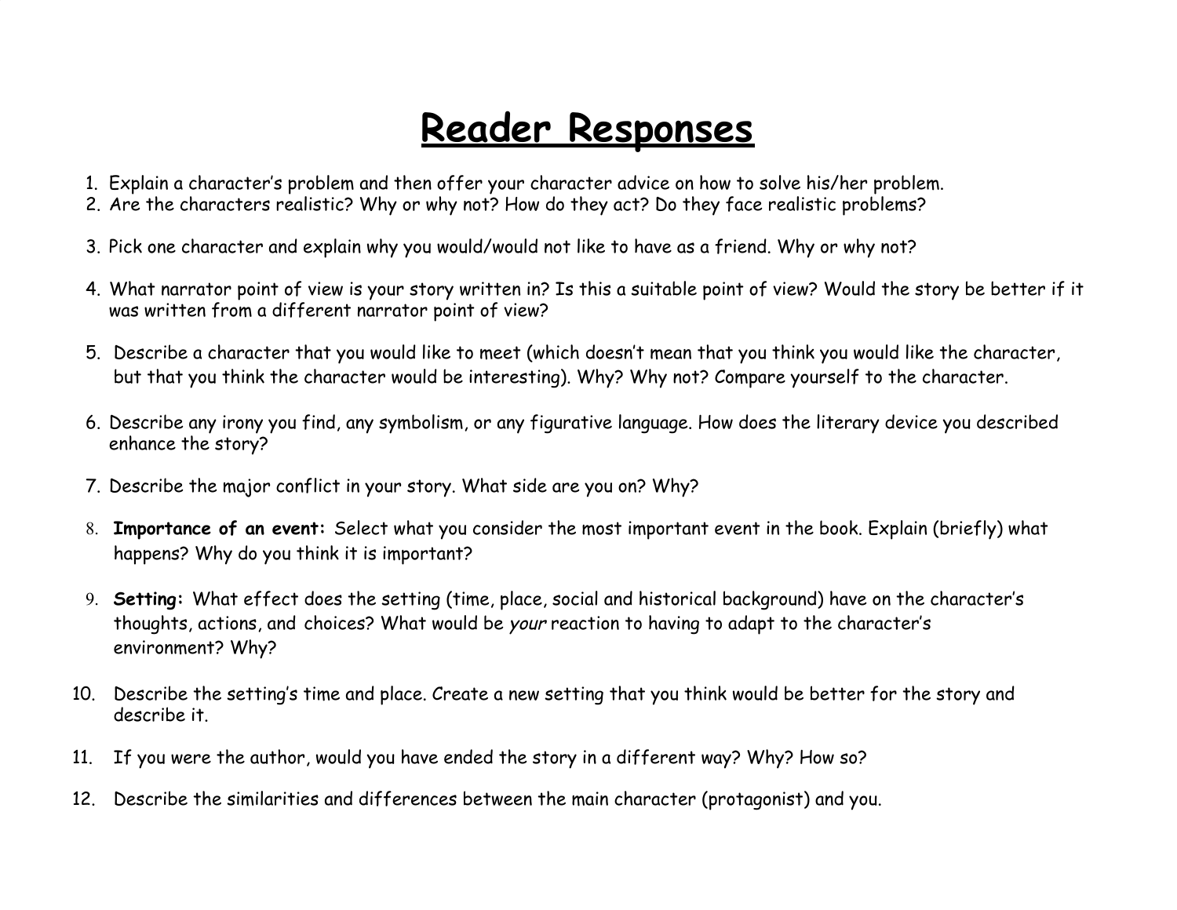# Reader Responses

1. Explain a character's problem and then offer your character advice on how to solve his/her problem.
2. Are the characters realistic? Why or why not? How do they act? Do they face realistic problems?
3. Pick one character and explain why you would/would not like to have as a friend. Why or why not?
4. What narrator point of view is your story written in? Is this a suitable point of view? Would the story be better if it was written from a different narrator point of view?
5. Describe a character that you would like to meet (which doesn't mean that you think you would like the character, but that you think the character would be interesting). Why? Why not? Compare yourself to the character.
6. Describe any irony you find, any symbolism, or any figurative language. How does the literary device you described enhance the story?
7. Describe the major conflict in your story. What side are you on? Why?
8. **Importance of an event:** Select what you consider the most important event in the book. Explain (briefly) what happens? Why do you think it is important?
9. **Setting:** What effect does the setting (time, place, social and historical background) have on the character's thoughts, actions, and choices? What would be *your* reaction to having to adapt to the character's environment? Why?
10. Describe the setting's time and place. Create a new setting that you think would be better for the story and describe it.
11. If you were the author, would you have ended the story in a different way? Why? How so?
12. Describe the similarities and differences between the main character (protagonist) and you.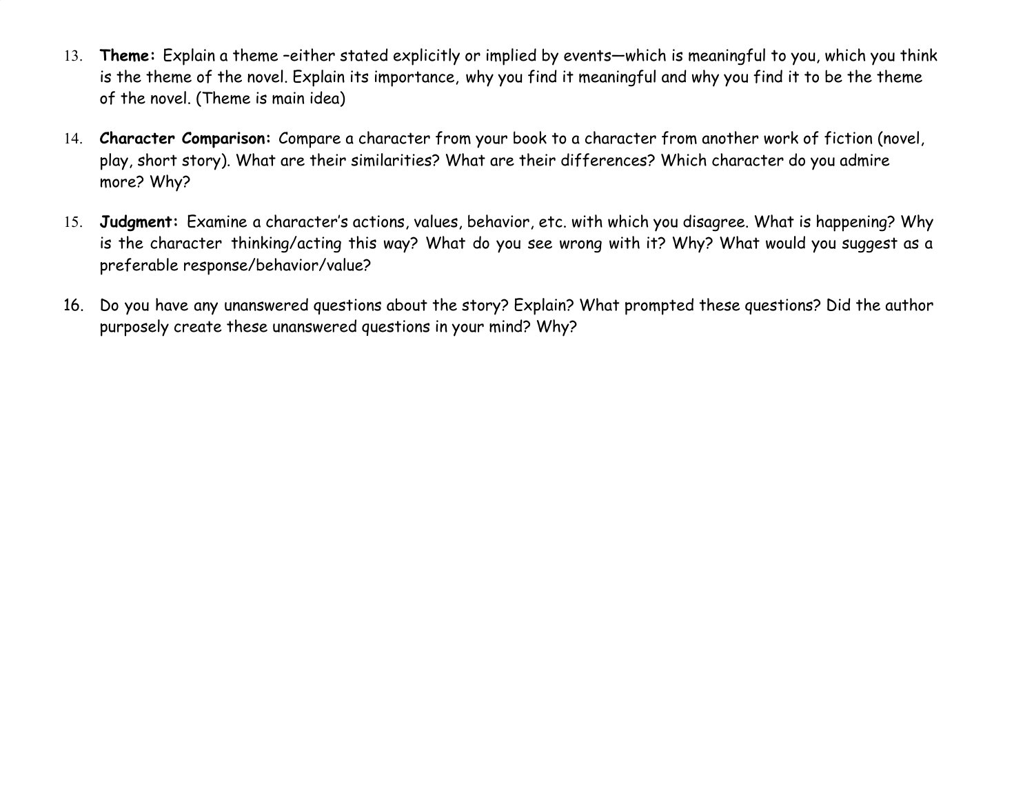13. **Theme:** Explain a theme –either stated explicitly or implied by events—which is meaningful to you, which you think is the theme of the novel. Explain its importance, why you find it meaningful and why you find it to be the theme of the novel. (Theme is main idea)

14. **Character Comparison:** Compare a character from your book to a character from another work of fiction (novel, play, short story). What are their similarities? What are their differences? Which character do you admire more? Why?

15. **Judgment:** Examine a character's actions, values, behavior, etc. with which you disagree. What is happening? Why is the character thinking/acting this way? What do you see wrong with it? Why? What would you suggest as a preferable response/behavior/value?

16. Do you have any unanswered questions about the story? Explain? What prompted these questions? Did the author purposely create these unanswered questions in your mind? Why?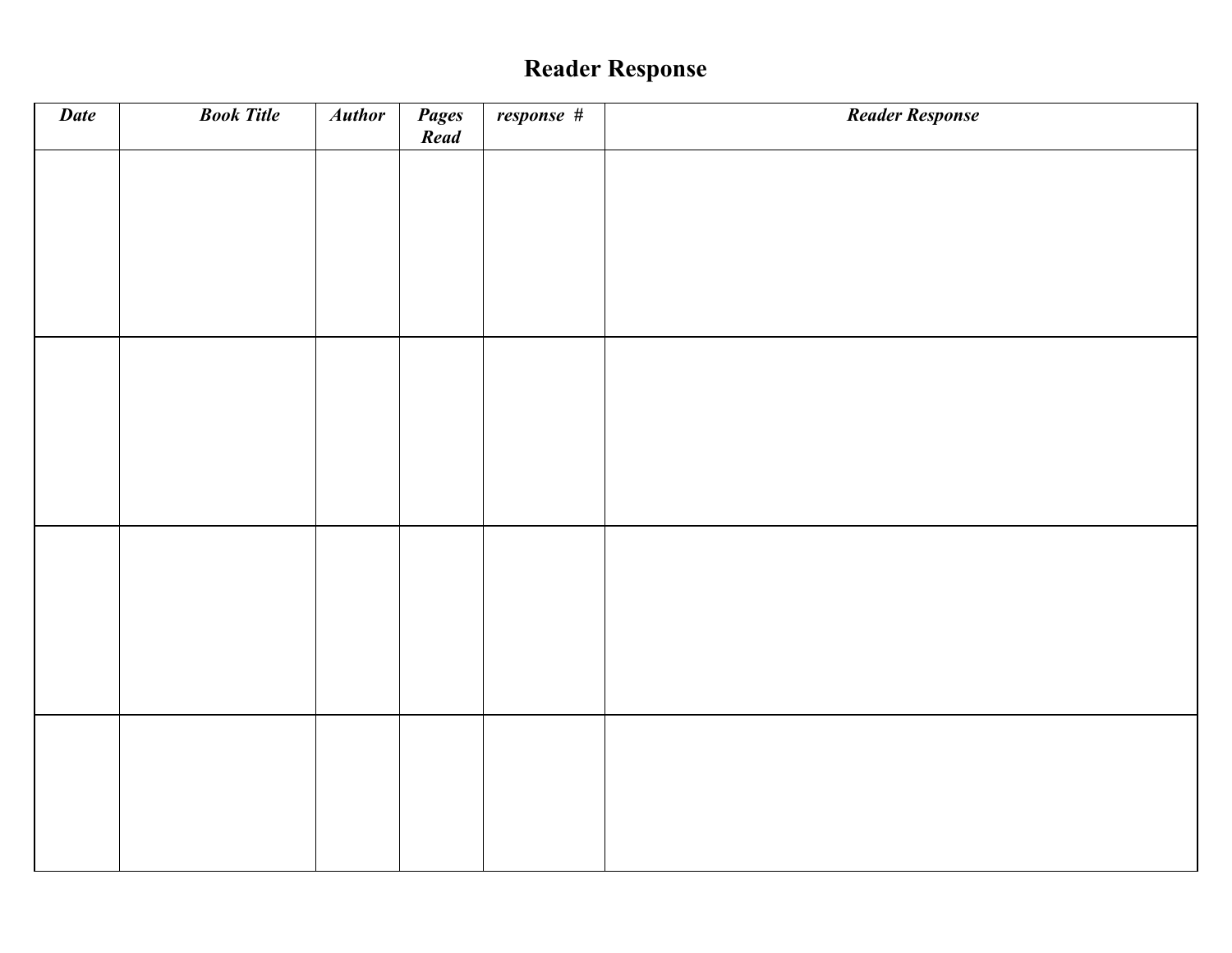# Reader Response

| *Date* | *Book Title* | *Author* | *Pages Read* | *response #* | *Reader Response* |
|---|---|---|---|---|---|
| | | | | | |
| | | | | | |
| | | | | | |
| | | | | | |